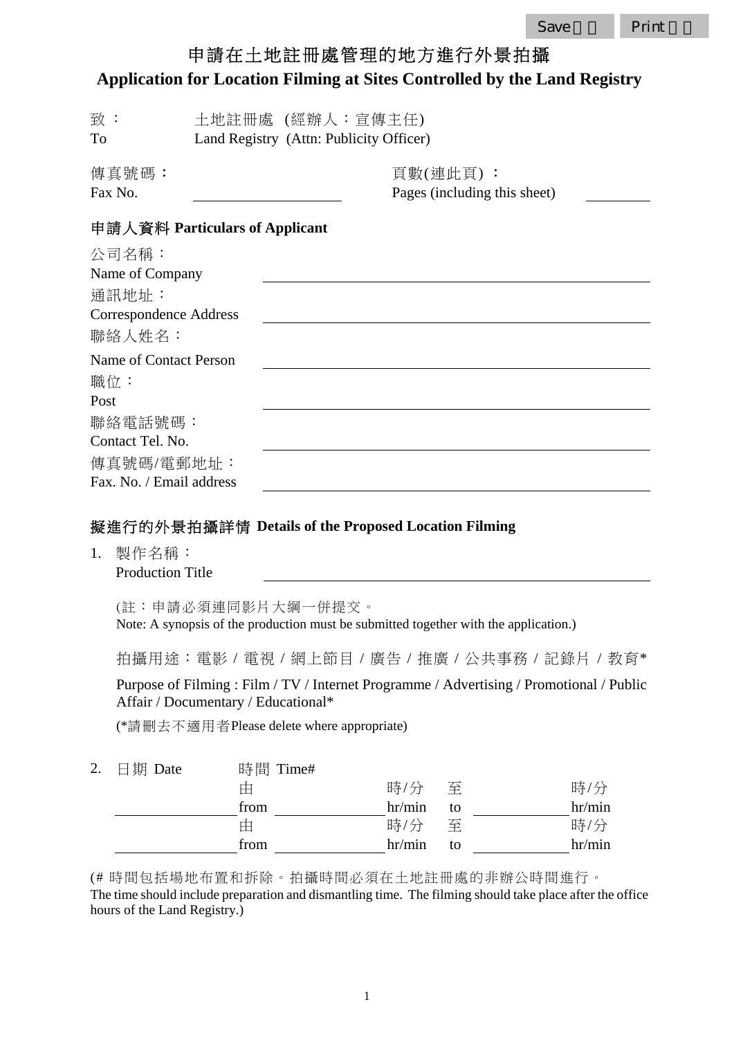Save 儲存 Print 列印

# 申請在土地註冊處管理的地方進行外景拍攝
# Application for Location Filming at Sites Controlled by the Land Registry

致：土地註冊處 (經辦人：宣傳主任)
To: Land Registry (Attn: Publicity Officer)

傳真號碼：
Fax No. ____________

頁數(連此頁)：
Pages (including this sheet) ________

## 申請人資料 Particulars of Applicant

公司名稱：
Name of Company ____________________

通訊地址：
Correspondence Address ____________________

聯絡人姓名：
Name of Contact Person ____________________

職位：
Post ____________________

聯絡電話號碼：
Contact Tel. No. ____________________

傳真號碼/電郵地址：
Fax. No. / Email address ____________________

## 擬進行的外景拍攝詳情 Details of the Proposed Location Filming

1. 製作名稱：
   Production Title ____________________

   (註：申請必須連同影片大綱一併提交。
   Note: A synopsis of the production must be submitted together with the application.)

   拍攝用途：電影 / 電視 / 網上節目 / 廣告 / 推廣 / 公共事務 / 記錄片 / 教育*

   Purpose of Filming : Film / TV / Internet Programme / Advertising / Promotional / Public Affair / Documentary / Educational*

   (*請刪去不適用者Please delete where appropriate)

2. 日期 Date 時間 Time#

| 日期 Date | 時間 Time# | | | | |
|---|---|---|---|---|---|
| ____________ | 由 from | ____________ | 時/分 hr/min | 至 to | ____________ 時/分 hr/min |
| ____________ | 由 from | ____________ | 時/分 hr/min | 至 to | ____________ 時/分 hr/min |

(# 時間包括場地布置和拆除。拍攝時間必須在土地註冊處的非辦公時間進行。
The time should include preparation and dismantling time. The filming should take place after the office hours of the Land Registry.)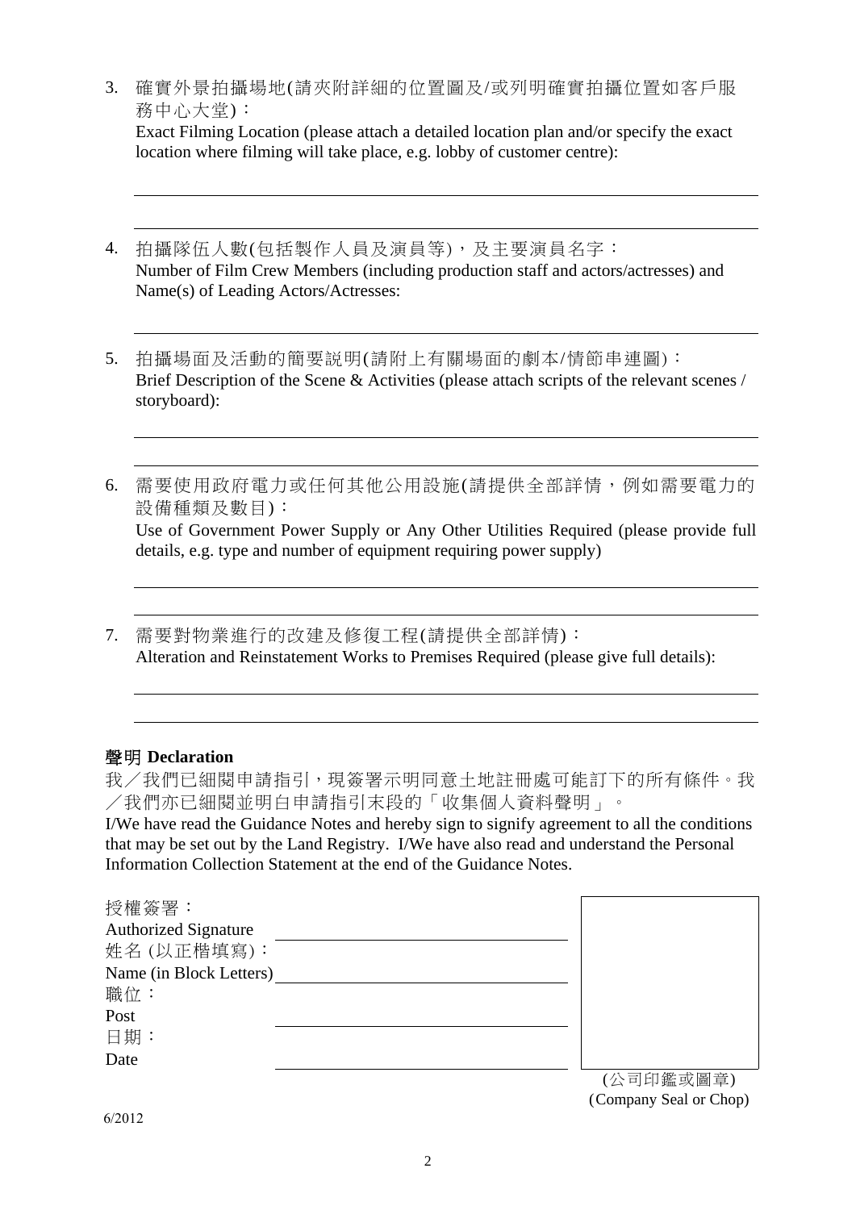3. 確實外景拍攝場地(請夾附詳細的位置圖及/或列明確實拍攝位置如客戶服務中心大堂)：
   Exact Filming Location (please attach a detailed location plan and/or specify the exact location where filming will take place, e.g. lobby of customer centre):

   \_\_\_\_\_\_\_\_\_\_\_\_\_\_\_\_\_\_\_\_\_\_\_\_\_\_\_\_\_\_\_\_\_\_\_\_\_\_\_\_\_\_\_\_\_\_\_\_\_\_\_\_

   \_\_\_\_\_\_\_\_\_\_\_\_\_\_\_\_\_\_\_\_\_\_\_\_\_\_\_\_\_\_\_\_\_\_\_\_\_\_\_\_\_\_\_\_\_\_\_\_\_\_\_\_

4. 拍攝隊伍人數(包括製作人員及演員等)，及主要演員名字：
   Number of Film Crew Members (including production staff and actors/actresses) and Name(s) of Leading Actors/Actresses:

   \_\_\_\_\_\_\_\_\_\_\_\_\_\_\_\_\_\_\_\_\_\_\_\_\_\_\_\_\_\_\_\_\_\_\_\_\_\_\_\_\_\_\_\_\_\_\_\_\_\_\_\_

5. 拍攝場面及活動的簡要說明(請附上有關場面的劇本/情節串連圖)：
   Brief Description of the Scene & Activities (please attach scripts of the relevant scenes / storyboard):

   \_\_\_\_\_\_\_\_\_\_\_\_\_\_\_\_\_\_\_\_\_\_\_\_\_\_\_\_\_\_\_\_\_\_\_\_\_\_\_\_\_\_\_\_\_\_\_\_\_\_\_\_

   \_\_\_\_\_\_\_\_\_\_\_\_\_\_\_\_\_\_\_\_\_\_\_\_\_\_\_\_\_\_\_\_\_\_\_\_\_\_\_\_\_\_\_\_\_\_\_\_\_\_\_\_

6. 需要使用政府電力或任何其他公用設施(請提供全部詳情，例如需要電力的設備種類及數目)：
   Use of Government Power Supply or Any Other Utilities Required (please provide full details, e.g. type and number of equipment requiring power supply)

   \_\_\_\_\_\_\_\_\_\_\_\_\_\_\_\_\_\_\_\_\_\_\_\_\_\_\_\_\_\_\_\_\_\_\_\_\_\_\_\_\_\_\_\_\_\_\_\_\_\_\_\_

   \_\_\_\_\_\_\_\_\_\_\_\_\_\_\_\_\_\_\_\_\_\_\_\_\_\_\_\_\_\_\_\_\_\_\_\_\_\_\_\_\_\_\_\_\_\_\_\_\_\_\_\_

7. 需要對物業進行的改建及修復工程(請提供全部詳情)：
   Alteration and Reinstatement Works to Premises Required (please give full details):

   \_\_\_\_\_\_\_\_\_\_\_\_\_\_\_\_\_\_\_\_\_\_\_\_\_\_\_\_\_\_\_\_\_\_\_\_\_\_\_\_\_\_\_\_\_\_\_\_\_\_\_\_

   \_\_\_\_\_\_\_\_\_\_\_\_\_\_\_\_\_\_\_\_\_\_\_\_\_\_\_\_\_\_\_\_\_\_\_\_\_\_\_\_\_\_\_\_\_\_\_\_\_\_\_\_

## 聲明 Declaration

我／我們已細閱申請指引，現簽署示明同意土地註冊處可能訂下的所有條件。我／我們亦已細閱並明白申請指引末段的「收集個人資料聲明」。

I/We have read the Guidance Notes and hereby sign to signify agreement to all the conditions that may be set out by the Land Registry. I/We have also read and understand the Personal Information Collection Statement at the end of the Guidance Notes.

授權簽署：
Authorized Signature \_\_\_\_\_\_\_\_\_\_\_\_\_\_\_\_\_\_\_\_\_\_\_\_\_\_\_\_

姓名 (以正楷填寫)：
Name (in Block Letters) \_\_\_\_\_\_\_\_\_\_\_\_\_\_\_\_\_\_\_\_\_\_\_\_\_\_\_\_

職位：
Post \_\_\_\_\_\_\_\_\_\_\_\_\_\_\_\_\_\_\_\_\_\_\_\_\_\_\_\_

日期：
Date \_\_\_\_\_\_\_\_\_\_\_\_\_\_\_\_\_\_\_\_\_\_\_\_\_\_\_\_

(公司印鑑或圖章)
(Company Seal or Chop)

6/2012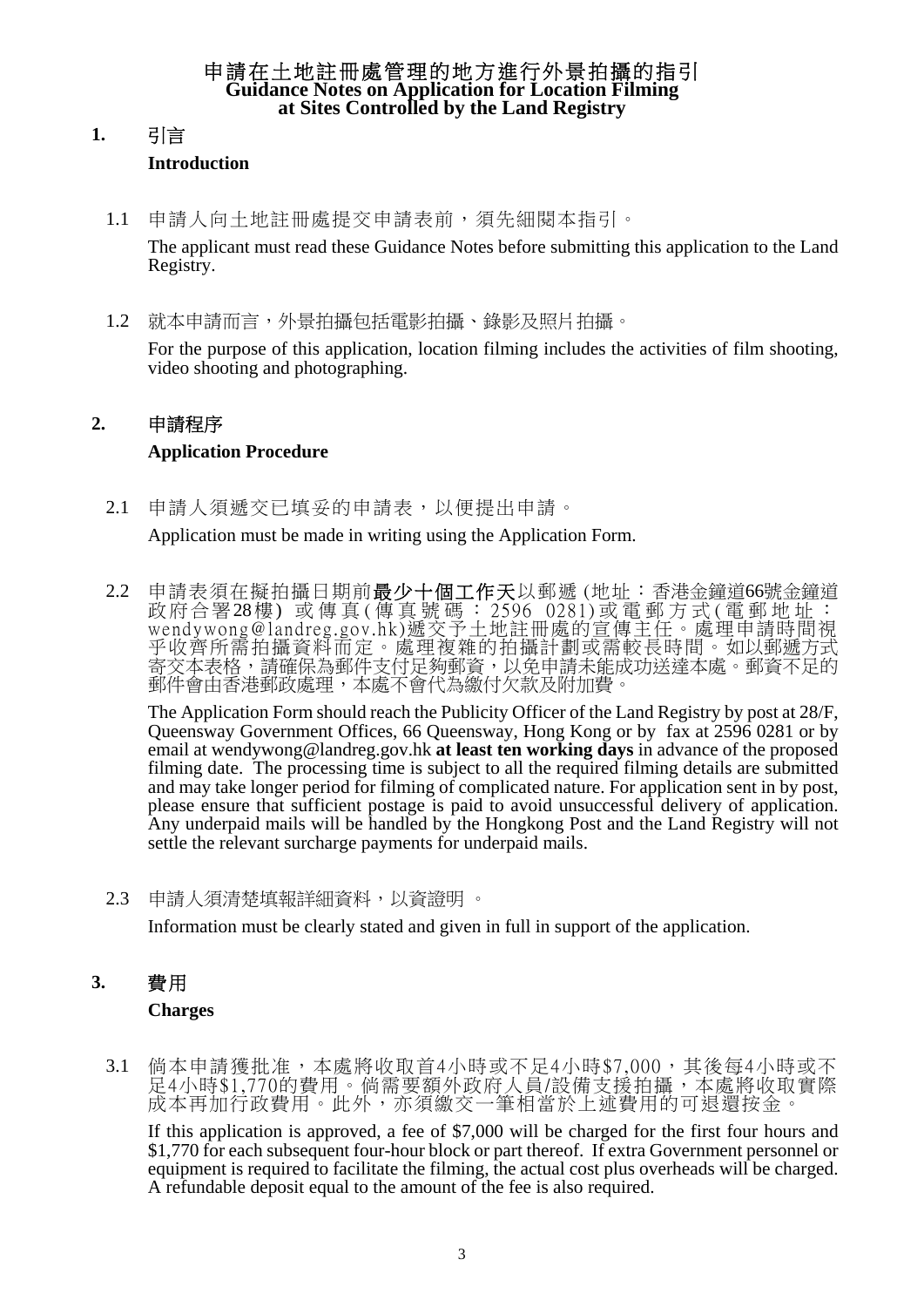# 申請在土地註冊處管理的地方進行外景拍攝的指引
# Guidance Notes on Application for Location Filming at Sites Controlled by the Land Registry

## 1. 引言

**Introduction**

1.1 申請人向土地註冊處提交申請表前，須先細閱本指引。

The applicant must read these Guidance Notes before submitting this application to the Land Registry.

1.2 就本申請而言，外景拍攝包括電影拍攝、錄影及照片拍攝。

For the purpose of this application, location filming includes the activities of film shooting, video shooting and photographing.

## 2. 申請程序

**Application Procedure**

2.1 申請人須遞交已填妥的申請表，以便提出申請。

Application must be made in writing using the Application Form.

2.2 申請表須在擬拍攝日期前**最少十個工作天**以郵遞 (地址：香港金鐘道66號金鐘道政府合署28樓) 或傳真(傳真號碼：2596 0281)或電郵方式(電郵地址：wendywong@landreg.gov.hk)遞交予土地註冊處的宣傳主任。處理申請時間視乎收齊所需拍攝資料而定。處理複雜的拍攝計劃或需較長時間。如以郵遞方式寄交本表格，請確保為郵件支付足夠郵資，以免申請未能成功送達本處。郵資不足的郵件會由香港郵政處理，本處不會代為繳付欠款及附加費。

The Application Form should reach the Publicity Officer of the Land Registry by post at 28/F, Queensway Government Offices, 66 Queensway, Hong Kong or by fax at 2596 0281 or by email at wendywong@landreg.gov.hk **at least ten working days** in advance of the proposed filming date. The processing time is subject to all the required filming details are submitted and may take longer period for filming of complicated nature. For application sent in by post, please ensure that sufficient postage is paid to avoid unsuccessful delivery of application. Any underpaid mails will be handled by the Hongkong Post and the Land Registry will not settle the relevant surcharge payments for underpaid mails.

2.3 申請人須清楚填報詳細資料，以資證明 。

Information must be clearly stated and given in full in support of the application.

## 3. 費用

**Charges**

3.1 倘本申請獲批准，本處將收取首4小時或不足4小時$7,000，其後每4小時或不足4小時$1,770的費用。倘需要額外政府人員/設備支援拍攝，本處將收取實際成本再加行政費用。此外，亦須繳交一筆相當於上述費用的可退還按金。

If this application is approved, a fee of $7,000 will be charged for the first four hours and $1,770 for each subsequent four-hour block or part thereof. If extra Government personnel or equipment is required to facilitate the filming, the actual cost plus overheads will be charged. A refundable deposit equal to the amount of the fee is also required.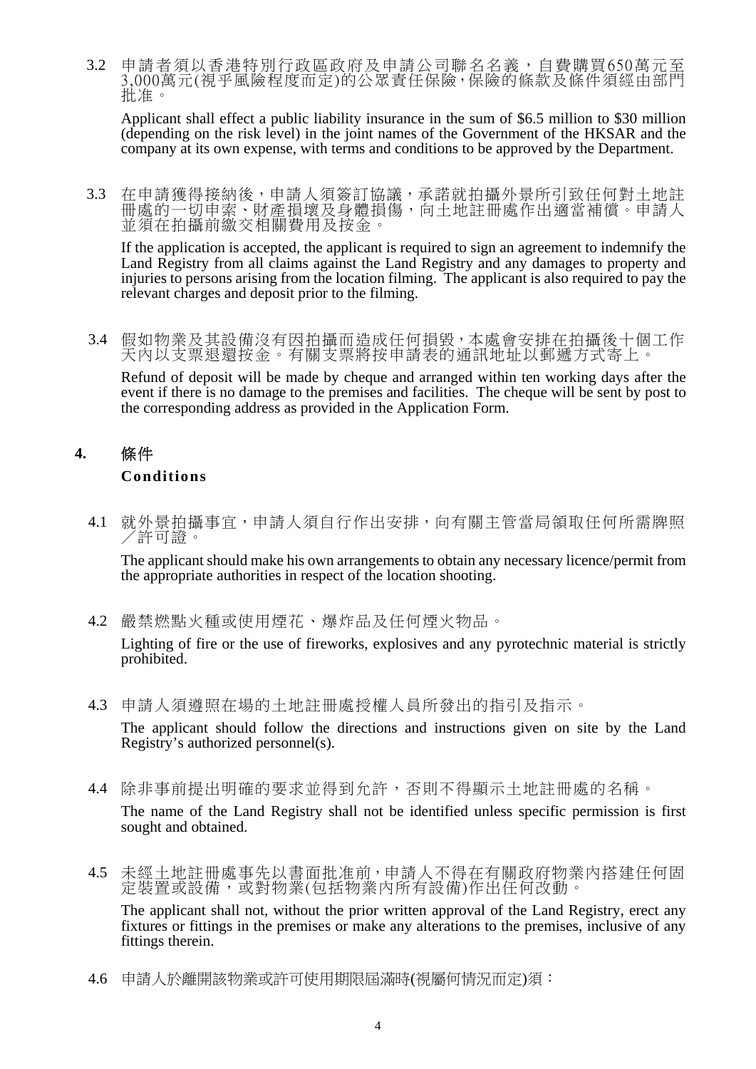3.2 申請者須以香港特別行政區政府及申請公司聯名名義，自費購買650萬元至3,000萬元(視乎風險程度而定)的公眾責任保險，保險的條款及條件須經由部門批准。

Applicant shall effect a public liability insurance in the sum of $6.5 million to $30 million (depending on the risk level) in the joint names of the Government of the HKSAR and the company at its own expense, with terms and conditions to be approved by the Department.

3.3 在申請獲得接納後，申請人須簽訂協議，承諾就拍攝外景所引致任何對土地註冊處的一切申索、財產損壞及身體損傷，向土地註冊處作出適當補償。申請人並須在拍攝前繳交相關費用及按金。

If the application is accepted, the applicant is required to sign an agreement to indemnify the Land Registry from all claims against the Land Registry and any damages to property and injuries to persons arising from the location filming. The applicant is also required to pay the relevant charges and deposit prior to the filming.

3.4 假如物業及其設備沒有因拍攝而造成任何損毀，本處會安排在拍攝後十個工作天內以支票退還按金。有關支票將按申請表的通訊地址以郵遞方式寄上。

Refund of deposit will be made by cheque and arranged within ten working days after the event if there is no damage to the premises and facilities. The cheque will be sent by post to the corresponding address as provided in the Application Form.

## 4. 條件 Conditions

4.1 就外景拍攝事宜，申請人須自行作出安排，向有關主管當局領取任何所需牌照／許可證。

The applicant should make his own arrangements to obtain any necessary licence/permit from the appropriate authorities in respect of the location shooting.

4.2 嚴禁燃點火種或使用煙花、爆炸品及任何煙火物品。

Lighting of fire or the use of fireworks, explosives and any pyrotechnic material is strictly prohibited.

4.3 申請人須遵照在場的土地註冊處授權人員所發出的指引及指示。

The applicant should follow the directions and instructions given on site by the Land Registry's authorized personnel(s).

4.4 除非事前提出明確的要求並得到允許，否則不得顯示土地註冊處的名稱。

The name of the Land Registry shall not be identified unless specific permission is first sought and obtained.

4.5 未經土地註冊處事先以書面批准前，申請人不得在有關政府物業內搭建任何固定裝置或設備，或對物業(包括物業內所有設備)作出任何改動。

The applicant shall not, without the prior written approval of the Land Registry, erect any fixtures or fittings in the premises or make any alterations to the premises, inclusive of any fittings therein.

4.6 申請人於離開該物業或許可使用期限屆滿時(視屬何情況而定)須：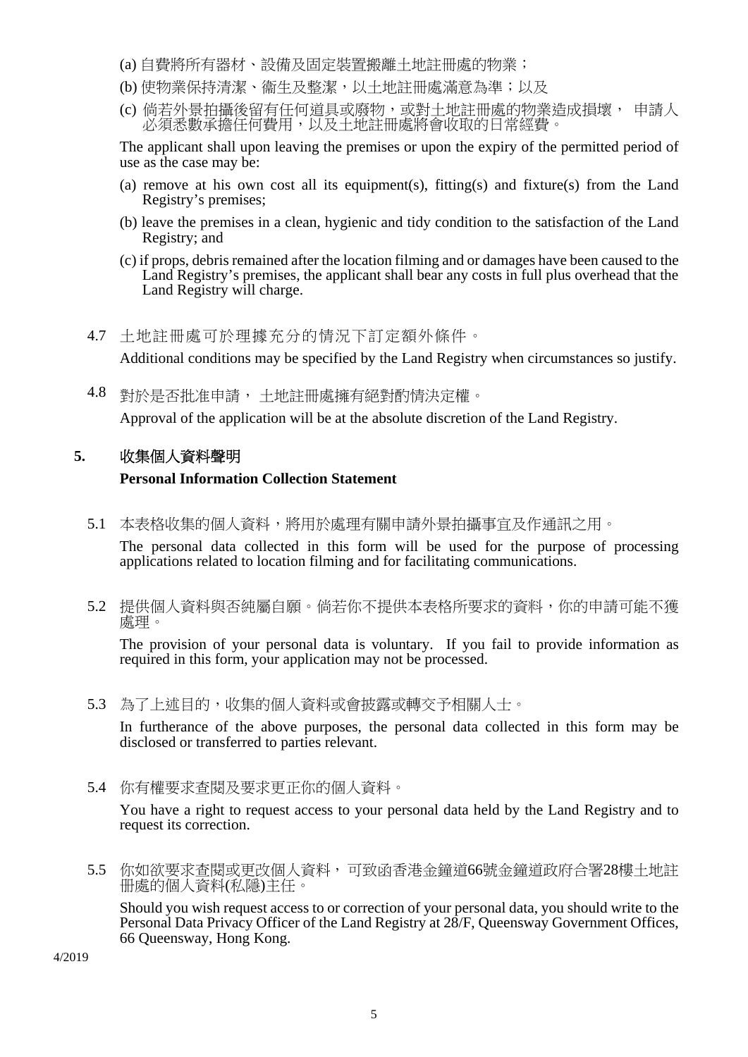(a) 自費將所有器材、設備及固定裝置搬離土地註冊處的物業；

(b) 使物業保持清潔、衞生及整潔，以土地註冊處滿意為準；以及

(c) 倘若外景拍攝後留有任何道具或廢物，或對土地註冊處的物業造成損壞， 申請人必須悉數承擔任何費用，以及土地註冊處將會收取的日常經費。

The applicant shall upon leaving the premises or upon the expiry of the permitted period of use as the case may be:

(a) remove at his own cost all its equipment(s), fitting(s) and fixture(s) from the Land Registry's premises;

(b) leave the premises in a clean, hygienic and tidy condition to the satisfaction of the Land Registry; and

(c) if props, debris remained after the location filming and or damages have been caused to the Land Registry's premises, the applicant shall bear any costs in full plus overhead that the Land Registry will charge.

4.7 土地註冊處可於理據充分的情況下訂定額外條件。

Additional conditions may be specified by the Land Registry when circumstances so justify.

4.8 對於是否批准申請， 土地註冊處擁有絕對酌情決定權。

Approval of the application will be at the absolute discretion of the Land Registry.

## 5. 收集個人資料聲明

**Personal Information Collection Statement**

5.1 本表格收集的個人資料，將用於處理有關申請外景拍攝事宜及作通訊之用。

The personal data collected in this form will be used for the purpose of processing applications related to location filming and for facilitating communications.

5.2 提供個人資料與否純屬自願。倘若你不提供本表格所要求的資料，你的申請可能不獲處理。

The provision of your personal data is voluntary. If you fail to provide information as required in this form, your application may not be processed.

5.3 為了上述目的，收集的個人資料或會披露或轉交予相關人士。

In furtherance of the above purposes, the personal data collected in this form may be disclosed or transferred to parties relevant.

5.4 你有權要求查閱及要求更正你的個人資料。

You have a right to request access to your personal data held by the Land Registry and to request its correction.

5.5 你如欲要求查閱或更改個人資料， 可致函香港金鐘道66號金鐘道政府合署28樓土地註冊處的個人資料(私隱)主任。

Should you wish request access to or correction of your personal data, you should write to the Personal Data Privacy Officer of the Land Registry at 28/F, Queensway Government Offices, 66 Queensway, Hong Kong.

4/2019